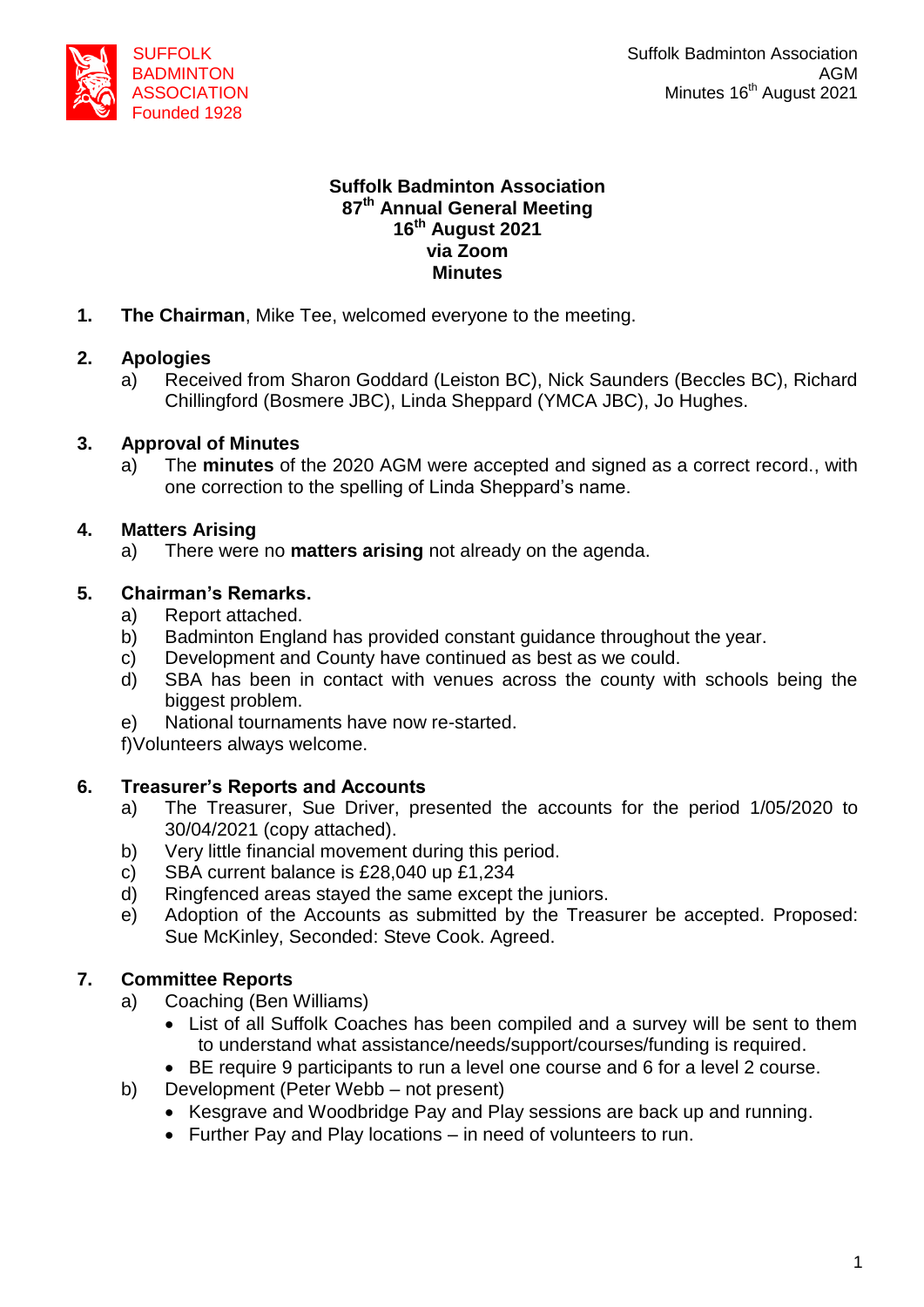SUFFOLK BADMINTON ASSOCIATION Founded 1928

# Suffolk Badminton Association
## 87th Annual General Meeting
## 16th August 2021
## via Zoom
## Minutes

**1. The Chairman**, Mike Tee, welcomed everyone to the meeting.

**2. Apologies**

a) Received from Sharon Goddard (Leiston BC), Nick Saunders (Beccles BC), Richard Chillingford (Bosmere JBC), Linda Sheppard (YMCA JBC), Jo Hughes.

**3. Approval of Minutes**

a) The **minutes** of the 2020 AGM were accepted and signed as a correct record., with one correction to the spelling of Linda Sheppard's name.

**4. Matters Arising**

a) There were no **matters arising** not already on the agenda.

**5. Chairman's Remarks.**

a) Report attached.
b) Badminton England has provided constant guidance throughout the year.
c) Development and County have continued as best as we could.
d) SBA has been in contact with venues across the county with schools being the biggest problem.
e) National tournaments have now re-started.
f)Volunteers always welcome.

**6. Treasurer's Reports and Accounts**

a) The Treasurer, Sue Driver, presented the accounts for the period 1/05/2020 to 30/04/2021 (copy attached).
b) Very little financial movement during this period.
c) SBA current balance is £28,040 up £1,234
d) Ringfenced areas stayed the same except the juniors.
e) Adoption of the Accounts as submitted by the Treasurer be accepted. Proposed: Sue McKinley, Seconded: Steve Cook. Agreed.

**7. Committee Reports**

a) Coaching (Ben Williams)
- List of all Suffolk Coaches has been compiled and a survey will be sent to them to understand what assistance/needs/support/courses/funding is required.
- BE require 9 participants to run a level one course and 6 for a level 2 course.

b) Development (Peter Webb – not present)
- Kesgrave and Woodbridge Pay and Play sessions are back up and running.
- Further Pay and Play locations – in need of volunteers to run.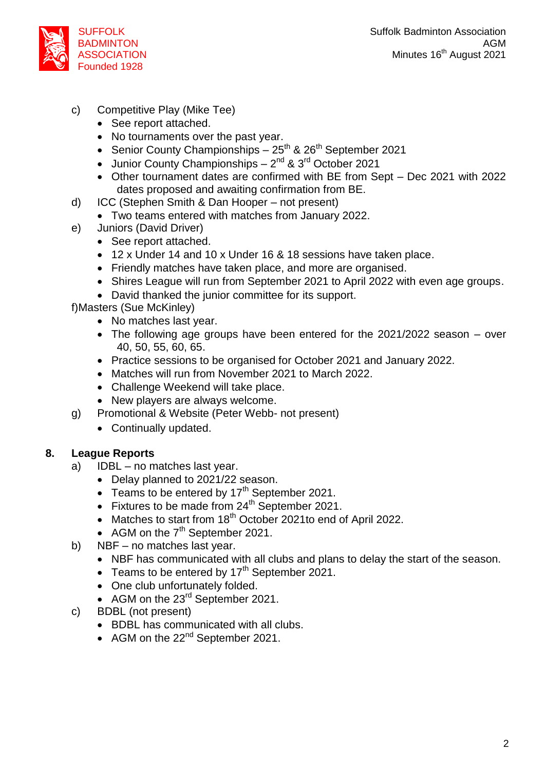c) Competitive Play (Mike Tee)
- See report attached.
- No tournaments over the past year.
- Senior County Championships – 25th & 26th September 2021
- Junior County Championships – 2nd & 3rd October 2021
- Other tournament dates are confirmed with BE from Sept – Dec 2021 with 2022 dates proposed and awaiting confirmation from BE.

d) ICC (Stephen Smith & Dan Hooper – not present)
- Two teams entered with matches from January 2022.

e) Juniors (David Driver)
- See report attached.
- 12 x Under 14 and 10 x Under 16 & 18 sessions have taken place.
- Friendly matches have taken place, and more are organised.
- Shires League will run from September 2021 to April 2022 with even age groups.
- David thanked the junior committee for its support.

f)Masters (Sue McKinley)
- No matches last year.
- The following age groups have been entered for the 2021/2022 season – over 40, 50, 55, 60, 65.
- Practice sessions to be organised for October 2021 and January 2022.
- Matches will run from November 2021 to March 2022.
- Challenge Weekend will take place.
- New players are always welcome.

g) Promotional & Website (Peter Webb- not present)
- Continually updated.

## 8. League Reports

a) IDBL – no matches last year.
- Delay planned to 2021/22 season.
- Teams to be entered by 17th September 2021.
- Fixtures to be made from 24th September 2021.
- Matches to start from 18th October 2021to end of April 2022.
- AGM on the 7th September 2021.

b) NBF – no matches last year.
- NBF has communicated with all clubs and plans to delay the start of the season.
- Teams to be entered by 17th September 2021.
- One club unfortunately folded.
- AGM on the 23rd September 2021.

c) BDBL (not present)
- BDBL has communicated with all clubs.
- AGM on the 22nd September 2021.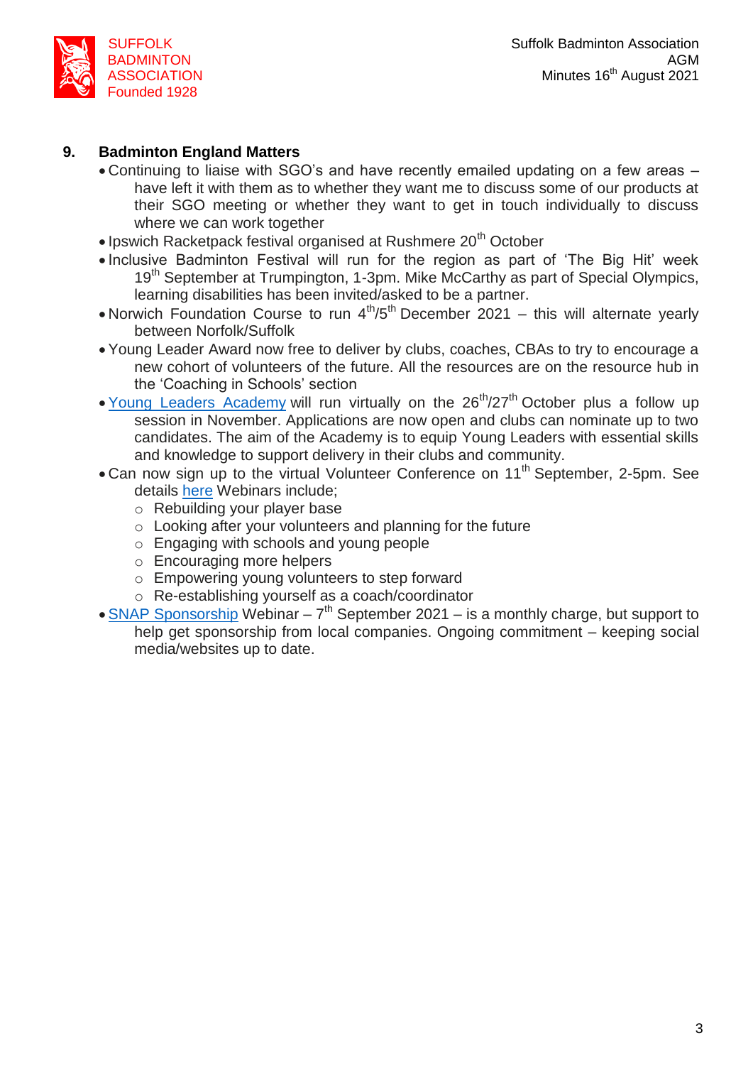## 9. Badminton England Matters

- Continuing to liaise with SGO's and have recently emailed updating on a few areas – have left it with them as to whether they want me to discuss some of our products at their SGO meeting or whether they want to get in touch individually to discuss where we can work together
- Ipswich Racketpack festival organised at Rushmere 20th October
- Inclusive Badminton Festival will run for the region as part of 'The Big Hit' week 19th September at Trumpington, 1-3pm. Mike McCarthy as part of Special Olympics, learning disabilities has been invited/asked to be a partner.
- Norwich Foundation Course to run 4th/5th December 2021 – this will alternate yearly between Norfolk/Suffolk
- Young Leader Award now free to deliver by clubs, coaches, CBAs to try to encourage a new cohort of volunteers of the future. All the resources are on the resource hub in the 'Coaching in Schools' section
- Young Leaders Academy will run virtually on the 26th/27th October plus a follow up session in November. Applications are now open and clubs can nominate up to two candidates. The aim of the Academy is to equip Young Leaders with essential skills and knowledge to support delivery in their clubs and community.
- Can now sign up to the virtual Volunteer Conference on 11th September, 2-5pm. See details here Webinars include;
  - Rebuilding your player base
  - Looking after your volunteers and planning for the future
  - Engaging with schools and young people
  - Encouraging more helpers
  - Empowering young volunteers to step forward
  - Re-establishing yourself as a coach/coordinator
- SNAP Sponsorship Webinar – 7th September 2021 – is a monthly charge, but support to help get sponsorship from local companies. Ongoing commitment – keeping social media/websites up to date.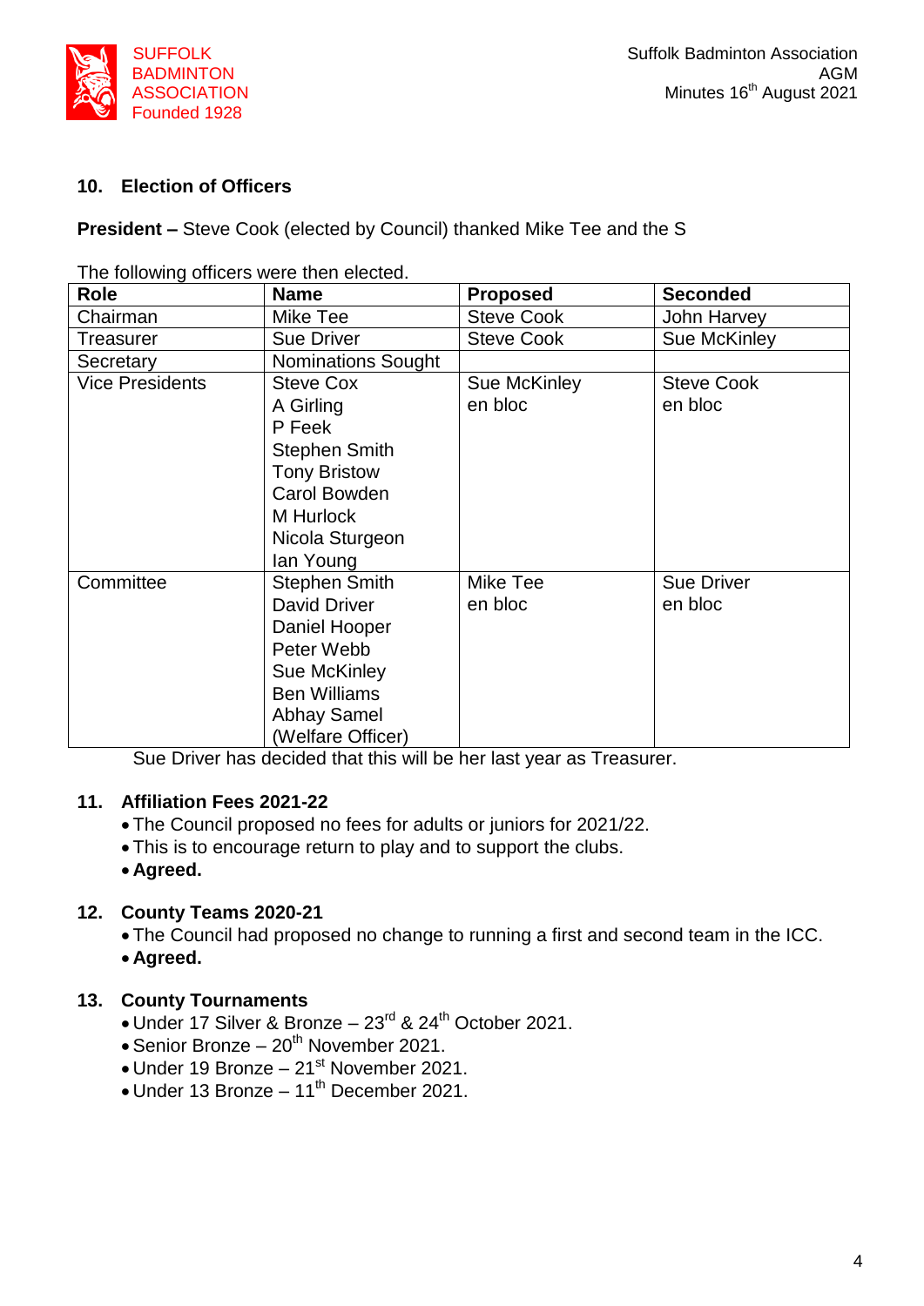## 10. Election of Officers

**President –** Steve Cook (elected by Council) thanked Mike Tee and the S

The following officers were then elected.

| Role | Name | Proposed | Seconded |
|---|---|---|---|
| Chairman | Mike Tee | Steve Cook | John Harvey |
| Treasurer | Sue Driver | Steve Cook | Sue McKinley |
| Secretary | Nominations Sought | | |
| Vice Presidents | Steve Cox<br>A Girling<br>P Feek<br>Stephen Smith<br>Tony Bristow<br>Carol Bowden<br>M Hurlock<br>Nicola Sturgeon<br>Ian Young | Sue McKinley<br>en bloc | Steve Cook<br>en bloc |
| Committee | Stephen Smith<br>David Driver<br>Daniel Hooper<br>Peter Webb<br>Sue McKinley<br>Ben Williams<br>Abhay Samel<br>(Welfare Officer) | Mike Tee<br>en bloc | Sue Driver<br>en bloc |

Sue Driver has decided that this will be her last year as Treasurer.

## 11. Affiliation Fees 2021-22

- The Council proposed no fees for adults or juniors for 2021/22.
- This is to encourage return to play and to support the clubs.
- **Agreed.**

## 12. County Teams 2020-21

- The Council had proposed no change to running a first and second team in the ICC.
- **Agreed.**

## 13. County Tournaments

- Under 17 Silver & Bronze – 23rd & 24th October 2021.
- Senior Bronze – 20th November 2021.
- Under 19 Bronze – 21st November 2021.
- Under 13 Bronze – 11th December 2021.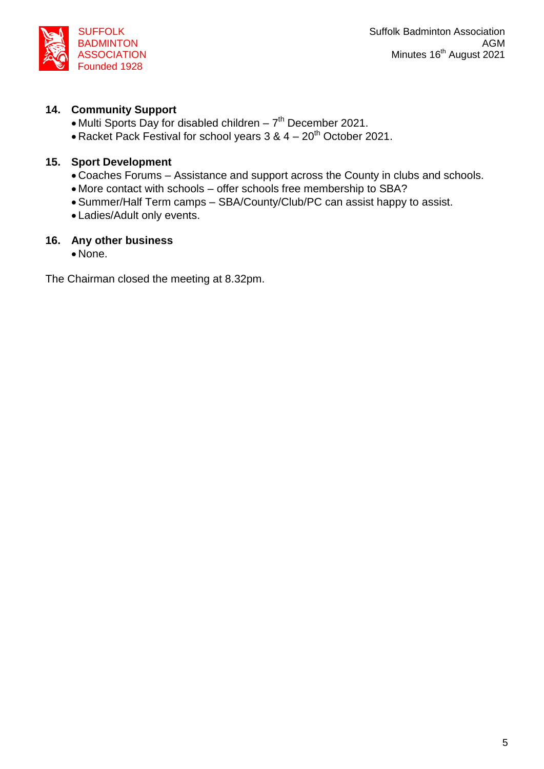## 14. Community Support

- Multi Sports Day for disabled children – 7th December 2021.
- Racket Pack Festival for school years 3 & 4 – 20th October 2021.

## 15. Sport Development

- Coaches Forums – Assistance and support across the County in clubs and schools.
- More contact with schools – offer schools free membership to SBA?
- Summer/Half Term camps – SBA/County/Club/PC can assist happy to assist.
- Ladies/Adult only events.

## 16. Any other business

- None.

The Chairman closed the meeting at 8.32pm.